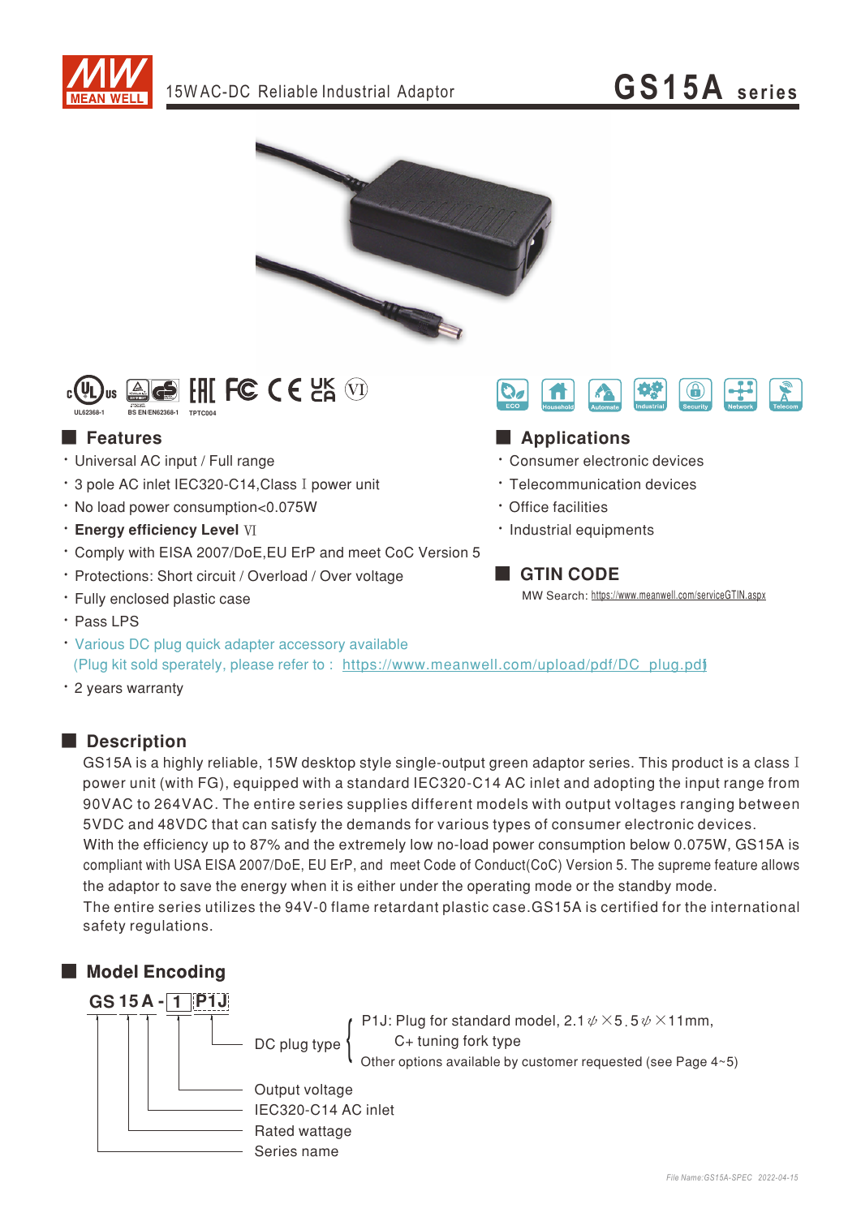# GS15A series

15W AC-DC Reliable Industrial Adaptor

UL62368-1 BS EN/EN62368-1 TPTC004

## Features

- Universal AC input / Full range
- 3 pole AC inlet IEC320-C14,Class Ⅰ power unit
- No load power consumption<0.075W
- **Energy efficiency Level Ⅵ**
- Comply with EISA 2007/DoE,EU ErP and meet CoC Version 5
- Protections: Short circuit / Overload / Over voltage
- Fully enclosed plastic case
- Pass LPS
- Various DC plug quick adapter accessory available
  (Plug kit sold sperately, please refer to : https://www.meanwell.com/upload/pdf/DC_plug.pdf)
- 2 years warranty

## Applications

- Consumer electronic devices
- Telecommunication devices
- Office facilities
- Industrial equipments

## GTIN CODE

MW Search: https://www.meanwell.com/serviceGTIN.aspx

## Description

GS15A is a highly reliable, 15W desktop style single-output green adaptor series. This product is a class Ⅰ power unit (with FG), equipped with a standard IEC320-C14 AC inlet and adopting the input range from 90VAC to 264VAC. The entire series supplies different models with output voltages ranging between 5VDC and 48VDC that can satisfy the demands for various types of consumer electronic devices.
With the efficiency up to 87% and the extremely low no-load power consumption below 0.075W, GS15A is compliant with USA EISA 2007/DoE, EU ErP, and meet Code of Conduct(CoC) Version 5. The supreme feature allows the adaptor to save the energy when it is either under the operating mode or the standby mode.
The entire series utilizes the 94V-0 flame retardant plastic case.GS15A is certified for the international safety regulations.

## Model Encoding

**GS 15 A - 1 P1J**

- P1J: DC plug type
  - P1J: Plug for standard model, 2.1φ×5.5φ×11mm, C+ tuning fork type
  - Other options available by customer requested (see Page 4~5)
- 1: Output voltage
- A: IEC320-C14 AC inlet
- 15: Rated wattage
- GS: Series name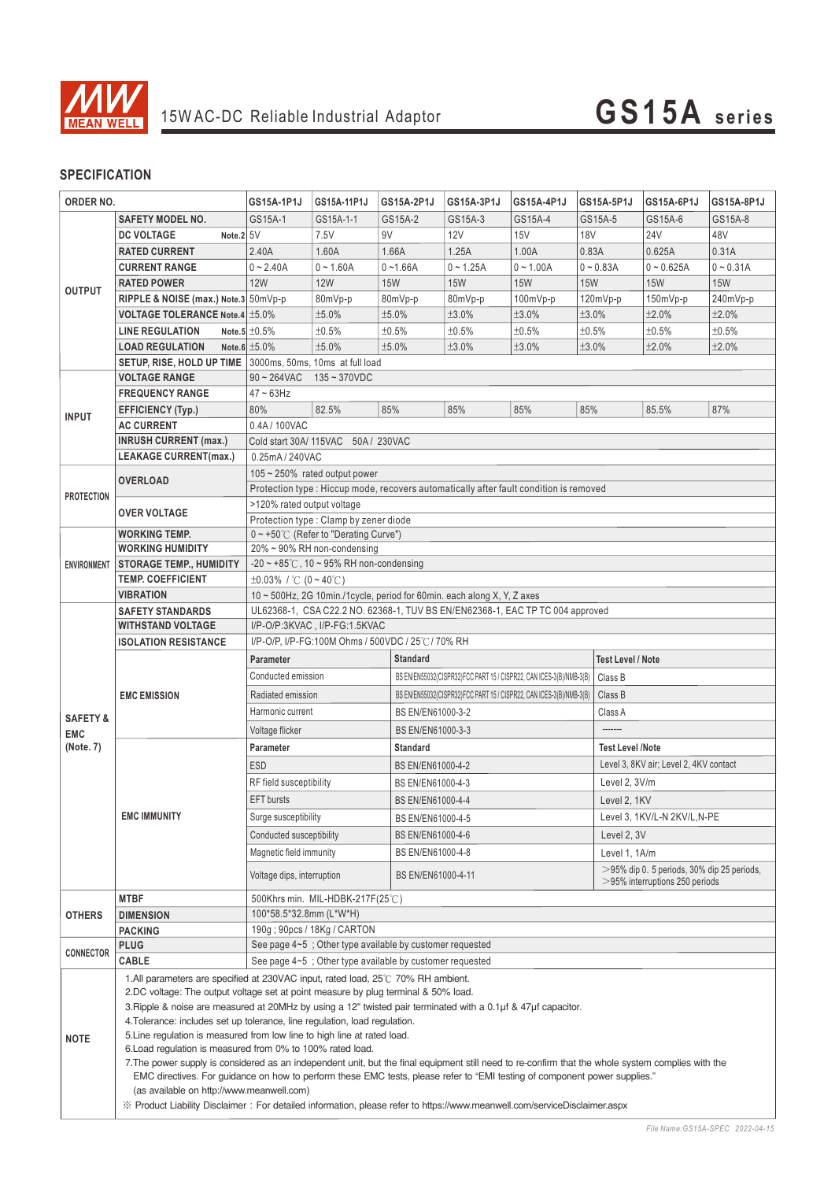# 15W AC-DC Reliable Industrial Adaptor — GS15A series

## SPECIFICATION

| ORDER NO. | | GS15A-1P1J | GS15A-11P1J | GS15A-2P1J | GS15A-3P1J | GS15A-4P1J | GS15A-5P1J | GS15A-6P1J | GS15A-8P1J |
|---|---|---|---|---|---|---|---|---|---|
| OUTPUT | SAFETY MODEL NO. | GS15A-1 | GS15A-1-1 | GS15A-2 | GS15A-3 | GS15A-4 | GS15A-5 | GS15A-6 | GS15A-8 |
| | DC VOLTAGE Note.2 | 5V | 7.5V | 9V | 12V | 15V | 18V | 24V | 48V |
| | RATED CURRENT | 2.40A | 1.60A | 1.66A | 1.25A | 1.00A | 0.83A | 0.625A | 0.31A |
| | CURRENT RANGE | 0 ~ 2.40A | 0 ~ 1.60A | 0 ~1.66A | 0 ~ 1.25A | 0 ~ 1.00A | 0 ~ 0.83A | 0 ~ 0.625A | 0 ~ 0.31A |
| | RATED POWER | 12W | 12W | 15W | 15W | 15W | 15W | 15W | 15W |
| | RIPPLE & NOISE (max.) Note.3 | 50mVp-p | 80mVp-p | 80mVp-p | 80mVp-p | 100mVp-p | 120mVp-p | 150mVp-p | 240mVp-p |
| | VOLTAGE TOLERANCE Note.4 | ±5.0% | ±5.0% | ±5.0% | ±3.0% | ±3.0% | ±3.0% | ±2.0% | ±2.0% |
| | LINE REGULATION Note.5 | ±0.5% | ±0.5% | ±0.5% | ±0.5% | ±0.5% | ±0.5% | ±0.5% | ±0.5% |
| | LOAD REGULATION Note.6 | ±5.0% | ±5.0% | ±5.0% | ±3.0% | ±3.0% | ±3.0% | ±2.0% | ±2.0% |
| | SETUP, RISE, HOLD UP TIME | 3000ms, 50ms, 10ms at full load | | | | | | | |
| INPUT | VOLTAGE RANGE | 90 ~ 264VAC 135 ~ 370VDC | | | | | | | |
| | FREQUENCY RANGE | 47 ~ 63Hz | | | | | | | |
| | EFFICIENCY (Typ.) | 80% | 82.5% | 85% | 85% | 85% | 85% | 85.5% | 87% |
| | AC CURRENT | 0.4A / 100VAC | | | | | | | |
| | INRUSH CURRENT (max.) | Cold start 30A/ 115VAC 50A / 230VAC | | | | | | | |
| | LEAKAGE CURRENT(max.) | 0.25mA / 240VAC | | | | | | | |
| PROTECTION | OVERLOAD | 105 ~ 250% rated output power | | | | | | | |
| | | Protection type : Hiccup mode, recovers automatically after fault condition is removed | | | | | | | |
| | OVER VOLTAGE | >120% rated output voltage | | | | | | | |
| | | Protection type : Clamp by zener diode | | | | | | | |
| ENVIRONMENT | WORKING TEMP. | 0 ~ +50℃ (Refer to "Derating Curve") | | | | | | | |
| | WORKING HUMIDITY | 20% ~ 90% RH non-condensing | | | | | | | |
| | STORAGE TEMP., HUMIDITY | -20 ~ +85℃, 10 ~ 95% RH non-condensing | | | | | | | |
| | TEMP. COEFFICIENT | ±0.03% / ℃ (0 ~ 40℃) | | | | | | | |
| | VIBRATION | 10 ~ 500Hz, 2G 10min./1cycle, period for 60min. each along X, Y, Z axes | | | | | | | |
| SAFETY & EMC (Note. 7) | SAFETY STANDARDS | UL62368-1, CSA C22.2 NO. 62368-1, TUV BS EN/EN62368-1, EAC TP TC 004 approved | | | | | | | |
| | WITHSTAND VOLTAGE | I/P-O/P:3KVAC , I/P-FG:1.5KVAC | | | | | | | |
| | ISOLATION RESISTANCE | I/P-O/P, I/P-FG:100M Ohms / 500VDC / 25℃ / 70% RH | | | | | | | |
| | EMC EMISSION | Parameter | | Standard | | | Test Level / Note | | |
| | | Conducted emission | | BS EN/EN55032(CISPR32)/FCC PART 15 / CISPR22, CAN ICES-3(B)/NMB-3(B) | | | Class B | | |
| | | Radiated emission | | BS EN/EN55032(CISPR32)/FCC PART 15 / CISPR22, CAN ICES-3(B)/NMB-3(B) | | | Class B | | |
| | | Harmonic current | | BS EN/EN61000-3-2 | | | Class A | | |
| | | Voltage flicker | | BS EN/EN61000-3-3 | | | ------- | | |
| | EMC IMMUNITY | Parameter | | Standard | | | Test Level /Note | | |
| | | ESD | | BS EN/EN61000-4-2 | | | Level 3, 8KV air; Level 2, 4KV contact | | |
| | | RF field susceptibility | | BS EN/EN61000-4-3 | | | Level 2, 3V/m | | |
| | | EFT bursts | | BS EN/EN61000-4-4 | | | Level 2, 1KV | | |
| | | Surge susceptibility | | BS EN/EN61000-4-5 | | | Level 3, 1KV/L-N 2KV/L,N-PE | | |
| | | Conducted susceptibility | | BS EN/EN61000-4-6 | | | Level 2, 3V | | |
| | | Magnetic field immunity | | BS EN/EN61000-4-8 | | | Level 1, 1A/m | | |
| | | Voltage dips, interruption | | BS EN/EN61000-4-11 | | | >95% dip 0. 5 periods, 30% dip 25 periods, >95% interruptions 250 periods | | |
| OTHERS | MTBF | 500Khrs min. MIL-HDBK-217F(25℃) | | | | | | | |
| | DIMENSION | 100*58.5*32.8mm (L*W*H) | | | | | | | |
| | PACKING | 190g ; 90pcs / 18Kg / CARTON | | | | | | | |
| CONNECTOR | PLUG | See page 4~5 ; Other type available by customer requested | | | | | | | |
| | CABLE | See page 4~5 ; Other type available by customer requested | | | | | | | |

**NOTE**

1. All parameters are specified at 230VAC input, rated load, 25℃ 70% RH ambient.
2. DC voltage: The output voltage set at point measure by plug terminal & 50% load.
3. Ripple & noise are measured at 20MHz by using a 12" twisted pair terminated with a 0.1μf & 47μf capacitor.
4. Tolerance: includes set up tolerance, line regulation, load regulation.
5. Line regulation is measured from low line to high line at rated load.
6. Load regulation is measured from 0% to 100% rated load.
7. The power supply is considered as an independent unit, but the final equipment still need to re-confirm that the whole system complies with the EMC directives. For guidance on how to perform these EMC tests, please refer to "EMI testing of component power supplies." (as available on http://www.meanwell.com)

※ Product Liability Disclaimer : For detailed information, please refer to https://www.meanwell.com/serviceDisclaimer.aspx

File Name:GS15A-SPEC 2022-04-15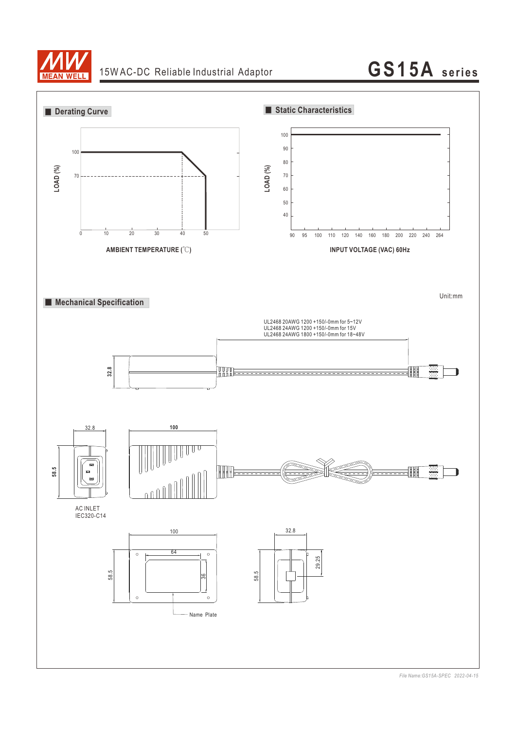15W AC-DC Reliable Industrial Adaptor

# GS15A series

## Derating Curve

LOAD (%)

100

70

0 10 20 30 40 50

AMBIENT TEMPERATURE (℃)

## Static Characteristics

LOAD (%)

100 90 80 70 60 50 40

90 95 100 110 120 140 160 180 200 220 240 264

INPUT VOLTAGE (VAC) 60Hz

## Mechanical Specification

Unit:mm

UL2468 20AWG 1200 +150/-0mm for 5~12V
UL2468 24AWG 1200 +150/-0mm for 15V
UL2468 24AWG 1800 +150/-0mm for 18~48V

32.8

32.8

100

58.5

AC INLET
IEC320-C14

100

64

58.5

36

Name Plate

32.8

58.5

29.25

*File Name:GS15A-SPEC 2022-04-15*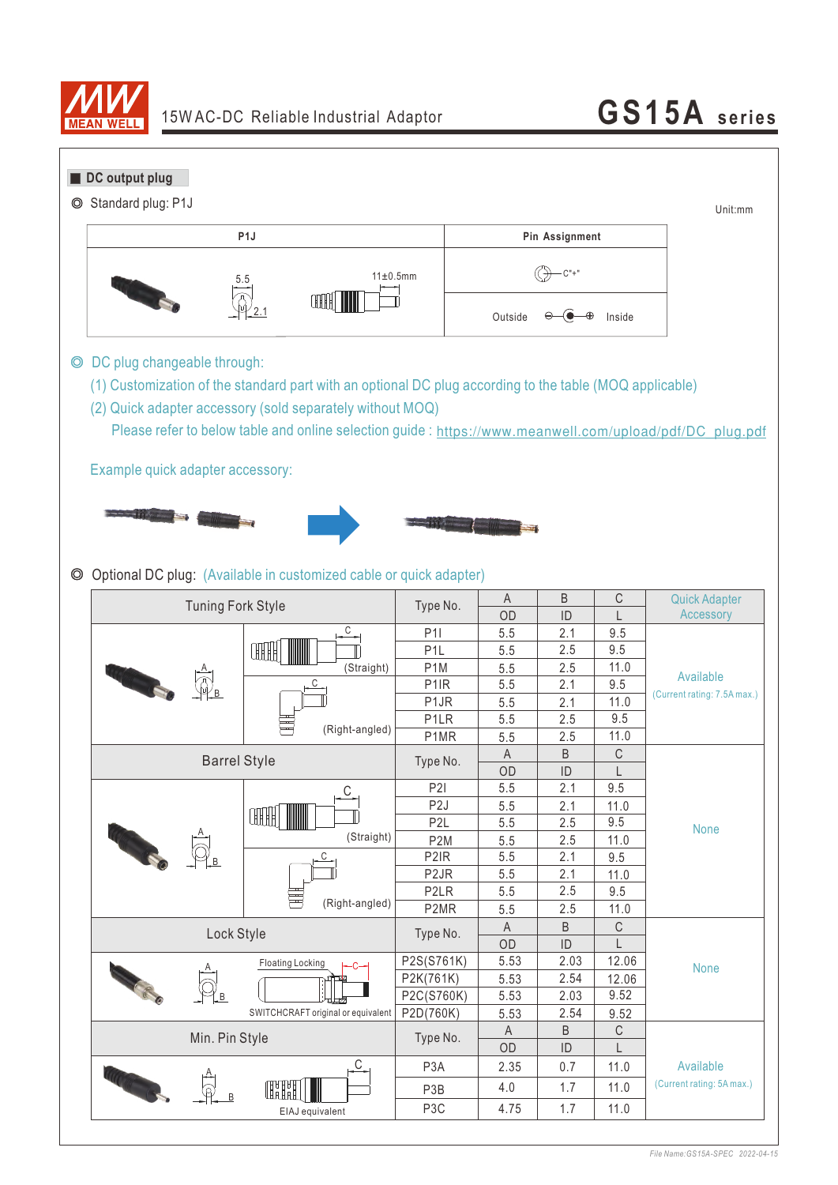## DC output plug

◎ Standard plug: P1J

Unit:mm

| P1J | Pin Assignment |
|---|---|
| 5.5 / 2.1 / 11±0.5mm | C"+" |
| | Outside ⊖—◐—⊕ Inside |

◎ DC plug changeable through:

(1) Customization of the standard part with an optional DC plug according to the table (MOQ applicable)

(2) Quick adapter accessory (sold separately without MOQ)

Please refer to below table and online selection guide : https://www.meanwell.com/upload/pdf/DC_plug.pdf

Example quick adapter accessory:

◎ Optional DC plug: (Available in customized cable or quick adapter)

| Tuning Fork Style | | Type No. | A OD | B ID | C L | Quick Adapter Accessory |
|---|---|---|---|---|---|---|
| | (Straight) | P1I | 5.5 | 2.1 | 9.5 | Available (Current rating: 7.5A max.) |
| | | P1L | 5.5 | 2.5 | 9.5 | |
| | | P1M | 5.5 | 2.5 | 11.0 | |
| | (Right-angled) | P1IR | 5.5 | 2.1 | 9.5 | |
| | | P1JR | 5.5 | 2.1 | 11.0 | |
| | | P1LR | 5.5 | 2.5 | 9.5 | |
| | | P1MR | 5.5 | 2.5 | 11.0 | |
| **Barrel Style** | | **Type No.** | **A OD** | **B ID** | **C L** | |
| | (Straight) | P2I | 5.5 | 2.1 | 9.5 | None |
| | | P2J | 5.5 | 2.1 | 11.0 | |
| | | P2L | 5.5 | 2.5 | 9.5 | |
| | | P2M | 5.5 | 2.5 | 11.0 | |
| | (Right-angled) | P2IR | 5.5 | 2.1 | 9.5 | |
| | | P2JR | 5.5 | 2.1 | 11.0 | |
| | | P2LR | 5.5 | 2.5 | 9.5 | |
| | | P2MR | 5.5 | 2.5 | 11.0 | |
| **Lock Style** | | **Type No.** | **A OD** | **B ID** | **C L** | |
| | Floating Locking, SWITCHCRAFT original or equivalent | P2S(S761K) | 5.53 | 2.03 | 12.06 | None |
| | | P2K(761K) | 5.53 | 2.54 | 12.06 | |
| | | P2C(S760K) | 5.53 | 2.03 | 9.52 | |
| | | P2D(760K) | 5.53 | 2.54 | 9.52 | |
| **Min. Pin Style** | | **Type No.** | **A OD** | **B ID** | **C L** | |
| | EIAJ equivalent | P3A | 2.35 | 0.7 | 11.0 | Available (Current rating: 5A max.) |
| | | P3B | 4.0 | 1.7 | 11.0 | |
| | | P3C | 4.75 | 1.7 | 11.0 | |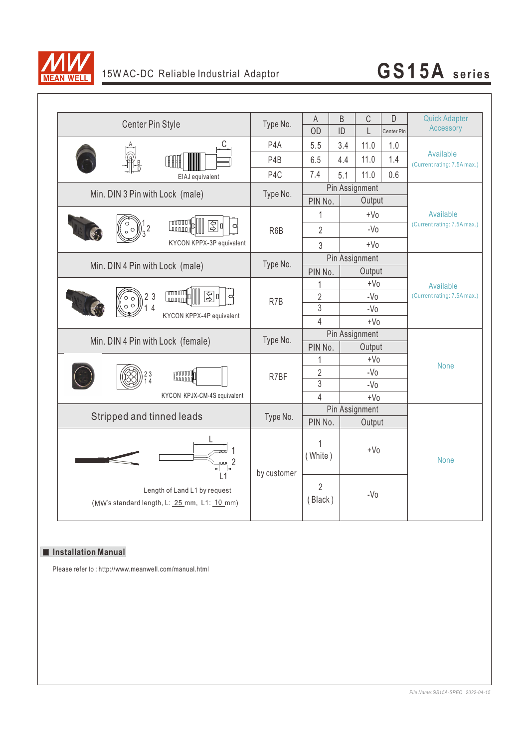| Center Pin Style | Type No. | A OD | B ID | C L | D Center Pin | Quick Adapter Accessory |
|---|---|---|---|---|---|---|
| EIAJ equivalent | P4A | 5.5 | 3.4 | 11.0 | 1.0 | Available (Current rating: 7.5A max.) |
| | P4B | 6.5 | 4.4 | 11.0 | 1.4 | |
| | P4C | 7.4 | 5.1 | 11.0 | 0.6 | |

| Min. DIN 3 Pin with Lock (male) | Type No. | PIN No. | Output | Quick Adapter Accessory |
|---|---|---|---|---|
| KYCON KPPX-3P equivalent | R6B | 1 | +Vo | Available (Current rating: 7.5A max.) |
| | | 2 | -Vo | |
| | | 3 | +Vo | |

| Min. DIN 4 Pin with Lock (male) | Type No. | PIN No. | Output | Quick Adapter Accessory |
|---|---|---|---|---|
| KYCON KPPX-4P equivalent | R7B | 1 | +Vo | Available (Current rating: 7.5A max.) |
| | | 2 | -Vo | |
| | | 3 | -Vo | |
| | | 4 | +Vo | |

| Min. DIN 4 Pin with Lock (female) | Type No. | PIN No. | Output | Quick Adapter Accessory |
|---|---|---|---|---|
| KYCON KPJX-CM-4S equivalent | R7BF | 1 | +Vo | None |
| | | 2 | -Vo | |
| | | 3 | -Vo | |
| | | 4 | +Vo | |

| Stripped and tinned leads | Type No. | PIN No. | Output | Quick Adapter Accessory |
|---|---|---|---|---|
| Length of L and L1 by request (MW's standard length, L: 25 mm, L1: 10 mm) | by customer | 1 (White) | +Vo | None |
| | | 2 (Black) | -Vo | |

## Installation Manual

Please refer to : http://www.meanwell.com/manual.html